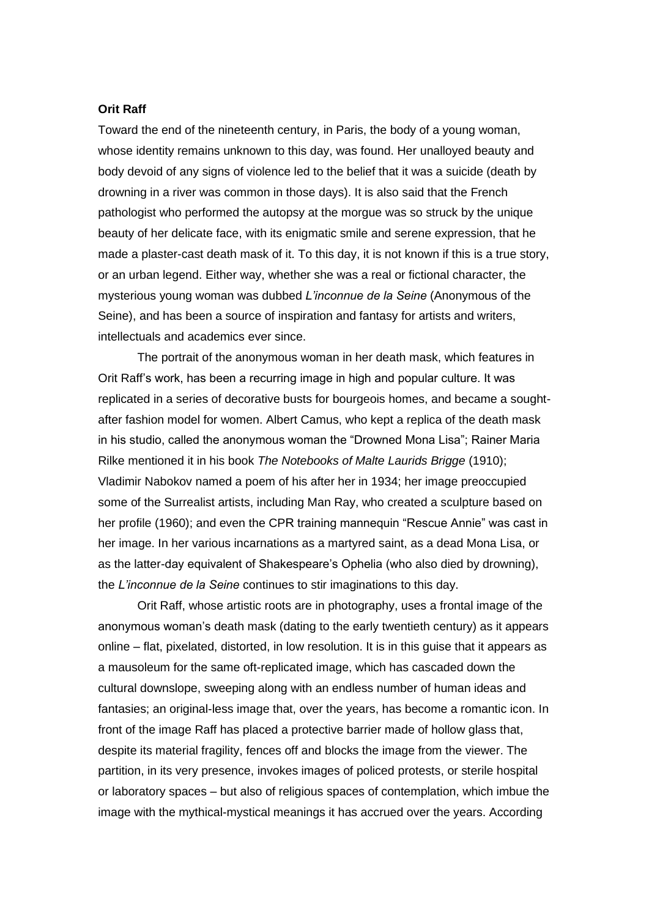**Orit Raff**

Toward the end of the nineteenth century, in Paris, the body of a young woman, whose identity remains unknown to this day, was found. Her unalloyed beauty and body devoid of any signs of violence led to the belief that it was a suicide (death by drowning in a river was common in those days). It is also said that the French pathologist who performed the autopsy at the morgue was so struck by the unique beauty of her delicate face, with its enigmatic smile and serene expression, that he made a plaster-cast death mask of it. To this day, it is not known if this is a true story, or an urban legend. Either way, whether she was a real or fictional character, the mysterious young woman was dubbed *L'inconnue de la Seine* (Anonymous of the Seine), and has been a source of inspiration and fantasy for artists and writers, intellectuals and academics ever since.

The portrait of the anonymous woman in her death mask, which features in Orit Raff's work, has been a recurring image in high and popular culture. It was replicated in a series of decorative busts for bourgeois homes, and became a sought-after fashion model for women. Albert Camus, who kept a replica of the death mask in his studio, called the anonymous woman the "Drowned Mona Lisa"; Rainer Maria Rilke mentioned it in his book *The Notebooks of Malte Laurids Brigge* (1910); Vladimir Nabokov named a poem of his after her in 1934; her image preoccupied some of the Surrealist artists, including Man Ray, who created a sculpture based on her profile (1960); and even the CPR training mannequin "Rescue Annie" was cast in her image. In her various incarnations as a martyred saint, as a dead Mona Lisa, or as the latter-day equivalent of Shakespeare's Ophelia (who also died by drowning), the *L'inconnue de la Seine* continues to stir imaginations to this day.

Orit Raff, whose artistic roots are in photography, uses a frontal image of the anonymous woman's death mask (dating to the early twentieth century) as it appears online – flat, pixelated, distorted, in low resolution. It is in this guise that it appears as a mausoleum for the same oft-replicated image, which has cascaded down the cultural downslope, sweeping along with an endless number of human ideas and fantasies; an original-less image that, over the years, has become a romantic icon. In front of the image Raff has placed a protective barrier made of hollow glass that, despite its material fragility, fences off and blocks the image from the viewer. The partition, in its very presence, invokes images of policed protests, or sterile hospital or laboratory spaces – but also of religious spaces of contemplation, which imbue the image with the mythical-mystical meanings it has accrued over the years. According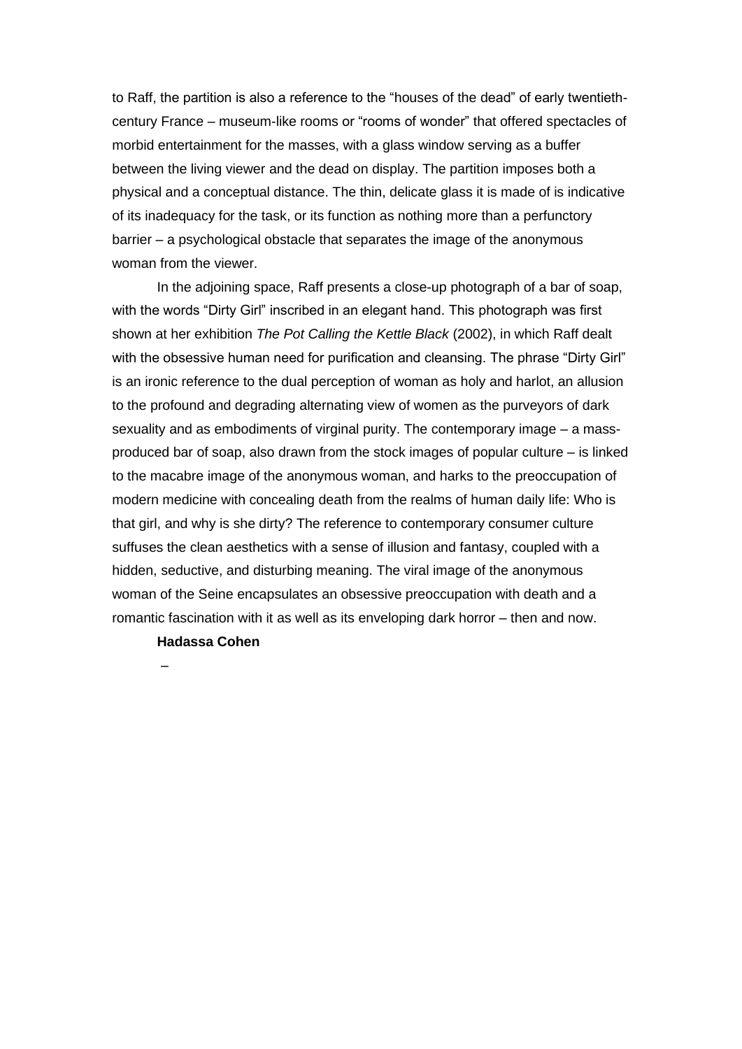to Raff, the partition is also a reference to the "houses of the dead" of early twentieth-century France – museum-like rooms or "rooms of wonder" that offered spectacles of morbid entertainment for the masses, with a glass window serving as a buffer between the living viewer and the dead on display. The partition imposes both a physical and a conceptual distance. The thin, delicate glass it is made of is indicative of its inadequacy for the task, or its function as nothing more than a perfunctory barrier – a psychological obstacle that separates the image of the anonymous woman from the viewer.

In the adjoining space, Raff presents a close-up photograph of a bar of soap, with the words "Dirty Girl" inscribed in an elegant hand. This photograph was first shown at her exhibition *The Pot Calling the Kettle Black* (2002), in which Raff dealt with the obsessive human need for purification and cleansing. The phrase "Dirty Girl" is an ironic reference to the dual perception of woman as holy and harlot, an allusion to the profound and degrading alternating view of women as the purveyors of dark sexuality and as embodiments of virginal purity. The contemporary image – a mass-produced bar of soap, also drawn from the stock images of popular culture – is linked to the macabre image of the anonymous woman, and harks to the preoccupation of modern medicine with concealing death from the realms of human daily life: Who is that girl, and why is she dirty? The reference to contemporary consumer culture suffuses the clean aesthetics with a sense of illusion and fantasy, coupled with a hidden, seductive, and disturbing meaning. The viral image of the anonymous woman of the Seine encapsulates an obsessive preoccupation with death and a romantic fascination with it as well as its enveloping dark horror – then and now.

**Hadassa Cohen**

–